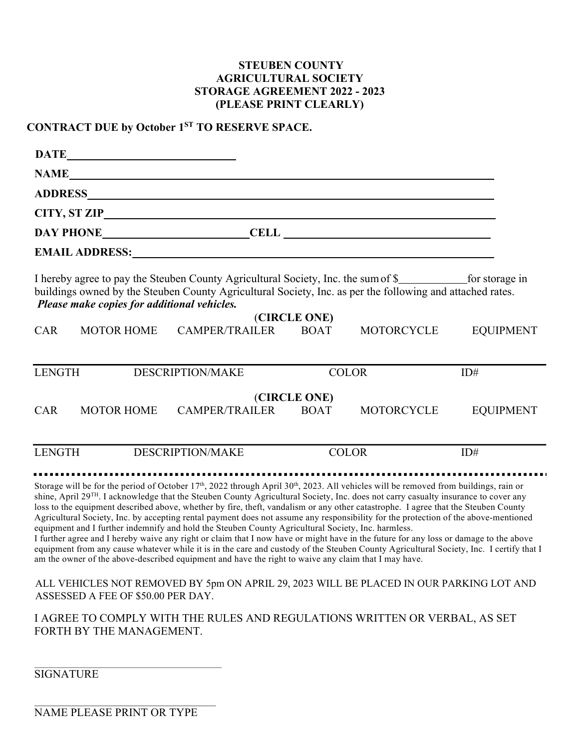**STEUBEN COUNTY**
**AGRICULTURAL SOCIETY**
**STORAGE AGREEMENT 2022 - 2023**
**(PLEASE PRINT CLEARLY)**

**CONTRACT DUE by October 1ST TO RESERVE SPACE.**

**DATE**______________________________

**NAME**________________________________________________________________________

**ADDRESS**______________________________________________________________________

**CITY, ST ZIP**____________________________________________________________________

**DAY PHONE**________________________ **CELL** ___________________________________

**EMAIL ADDRESS:**_______________________________________________________________

I hereby agree to pay the Steuben County Agricultural Society, Inc. the sum of $____________for storage in buildings owned by the Steuben County Agricultural Society, Inc. as per the following and attached rates.
***Please make copies for additional vehicles.***

(**CIRCLE ONE**)

CAR MOTOR HOME CAMPER/TRAILER BOAT MOTORCYCLE EQUIPMENT

_____________________________________________________________________________________

LENGTH DESCRIPTION/MAKE COLOR ID#

(**CIRCLE ONE**)

CAR MOTOR HOME CAMPER/TRAILER BOAT MOTORCYCLE EQUIPMENT

_____________________________________________________________________________________

LENGTH DESCRIPTION/MAKE COLOR ID#

.....................................................................................................................................

Storage will be for the period of October 17th, 2022 through April 30th, 2023. All vehicles will be removed from buildings, rain or shine, April 29TH. I acknowledge that the Steuben County Agricultural Society, Inc. does not carry casualty insurance to cover any loss to the equipment described above, whether by fire, theft, vandalism or any other catastrophe. I agree that the Steuben County Agricultural Society, Inc. by accepting rental payment does not assume any responsibility for the protection of the above-mentioned equipment and I further indemnify and hold the Steuben County Agricultural Society, Inc. harmless.
I further agree and I hereby waive any right or claim that I now have or might have in the future for any loss or damage to the above equipment from any cause whatever while it is in the care and custody of the Steuben County Agricultural Society, Inc. I certify that I am the owner of the above-described equipment and have the right to waive any claim that I may have.

ALL VEHICLES NOT REMOVED BY 5pm ON APRIL 29, 2023 WILL BE PLACED IN OUR PARKING LOT AND ASSESSED A FEE OF $50.00 PER DAY.

I AGREE TO COMPLY WITH THE RULES AND REGULATIONS WRITTEN OR VERBAL, AS SET FORTH BY THE MANAGEMENT.

___________________________________
SIGNATURE

___________________________________
NAME PLEASE PRINT OR TYPE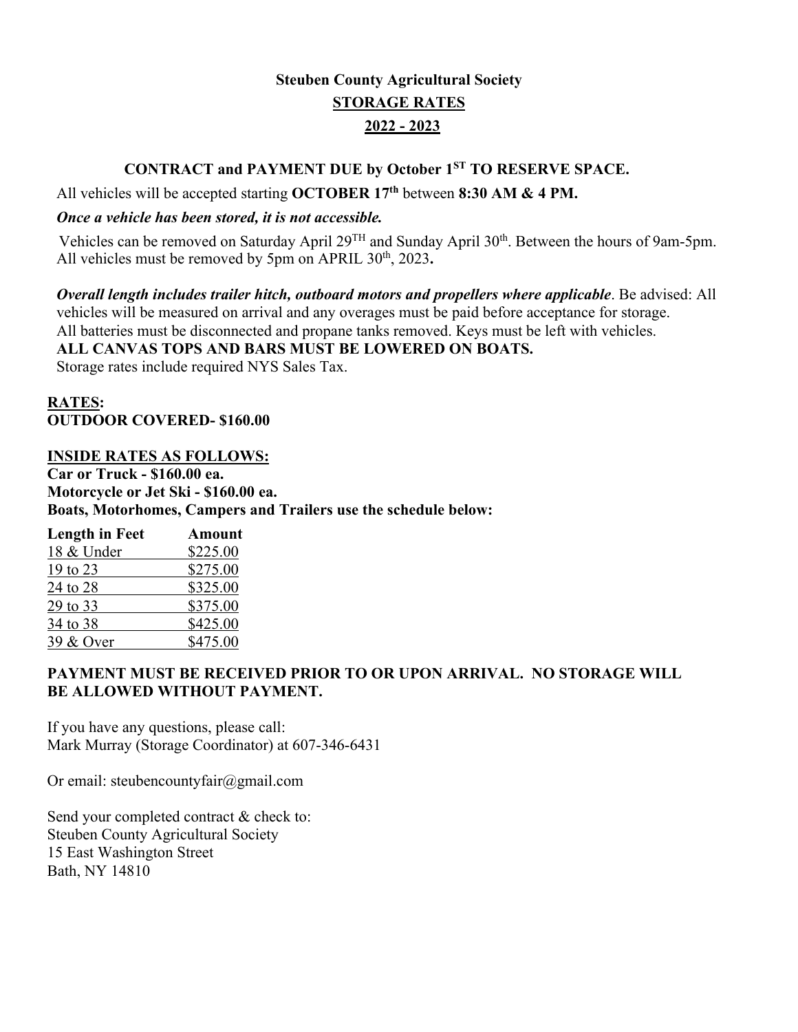**Steuben County Agricultural Society**

**STORAGE RATES**

**2022 - 2023**

**CONTRACT and PAYMENT DUE by October 1ST TO RESERVE SPACE.**

All vehicles will be accepted starting **OCTOBER 17th** between **8:30 AM & 4 PM.**

***Once a vehicle has been stored, it is not accessible.***

Vehicles can be removed on Saturday April 29TH and Sunday April 30th. Between the hours of 9am-5pm. All vehicles must be removed by 5pm on APRIL 30th, 2023**.**

***Overall length includes trailer hitch, outboard motors and propellers where applicable***. Be advised: All vehicles will be measured on arrival and any overages must be paid before acceptance for storage. All batteries must be disconnected and propane tanks removed. Keys must be left with vehicles.
**ALL CANVAS TOPS AND BARS MUST BE LOWERED ON BOATS.**
Storage rates include required NYS Sales Tax.

**RATES:**
**OUTDOOR COVERED- $160.00**

**INSIDE RATES AS FOLLOWS:**
**Car or Truck - $160.00 ea.**
**Motorcycle or Jet Ski - $160.00 ea.**
**Boats, Motorhomes, Campers and Trailers use the schedule below:**

| Length in Feet | Amount |
|---|---|
| 18 & Under | $225.00 |
| 19 to 23 | $275.00 |
| 24 to 28 | $325.00 |
| 29 to 33 | $375.00 |
| 34 to 38 | $425.00 |
| 39 & Over | $475.00 |

**PAYMENT MUST BE RECEIVED PRIOR TO OR UPON ARRIVAL. NO STORAGE WILL BE ALLOWED WITHOUT PAYMENT.**

If you have any questions, please call:
Mark Murray (Storage Coordinator) at 607-346-6431

Or email: steubencountyfair@gmail.com

Send your completed contract & check to:
Steuben County Agricultural Society
15 East Washington Street
Bath, NY 14810